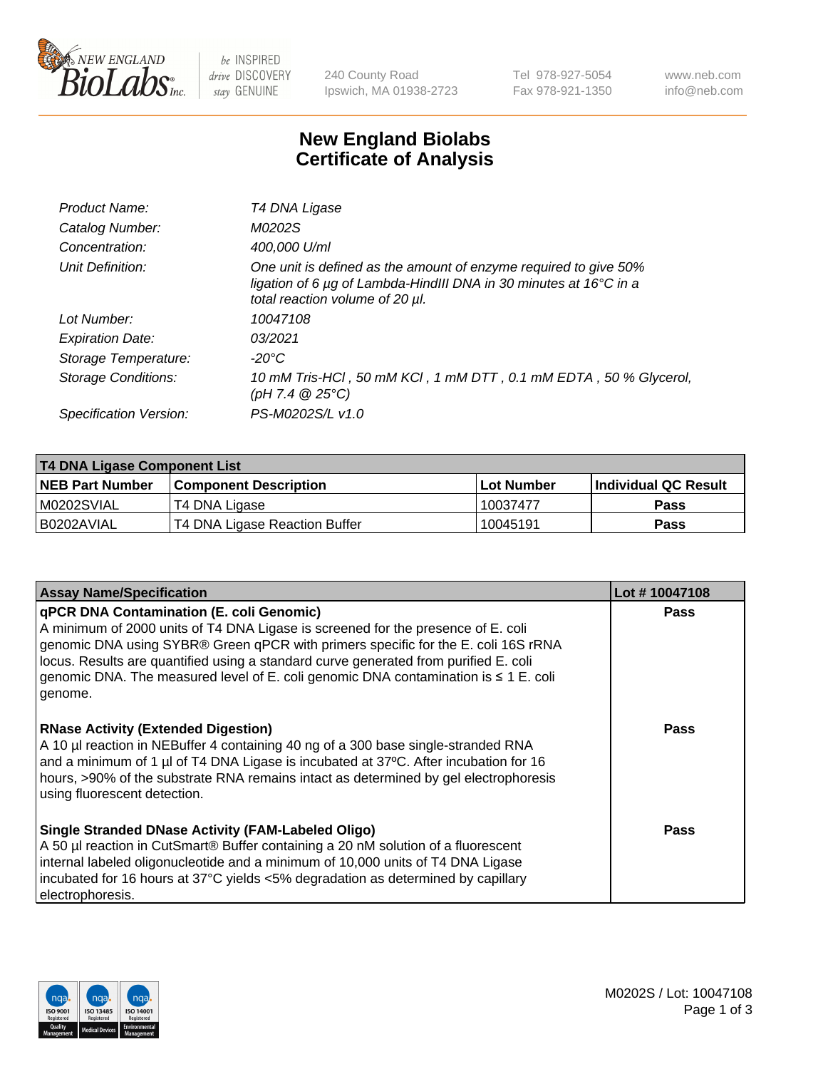# New England Biolabs Certificate of Analysis

| | |
|---|---|
| *Product Name:* | *T4 DNA Ligase* |
| *Catalog Number:* | *M0202S* |
| *Concentration:* | *400,000 U/ml* |
| *Unit Definition:* | *One unit is defined as the amount of enzyme required to give 50% ligation of 6 µg of Lambda-HindIII DNA in 30 minutes at 16°C in a total reaction volume of 20 µl.* |
| *Lot Number:* | *10047108* |
| *Expiration Date:* | *03/2021* |
| *Storage Temperature:* | *-20°C* |
| *Storage Conditions:* | *10 mM Tris-HCl , 50 mM KCl , 1 mM DTT , 0.1 mM EDTA , 50 % Glycerol, (pH 7.4 @ 25°C)* |
| *Specification Version:* | *PS-M0202S/L v1.0* |

| T4 DNA Ligase Component List | | | |
|---|---|---|---|
| **NEB Part Number** | **Component Description** | **Lot Number** | **Individual QC Result** |
| M0202SVIAL | T4 DNA Ligase | 10037477 | **Pass** |
| B0202AVIAL | T4 DNA Ligase Reaction Buffer | 10045191 | **Pass** |

| Assay Name/Specification | Lot # 10047108 |
|---|---|
| **qPCR DNA Contamination (E. coli Genomic)**<br>A minimum of 2000 units of T4 DNA Ligase is screened for the presence of E. coli genomic DNA using SYBR® Green qPCR with primers specific for the E. coli 16S rRNA locus. Results are quantified using a standard curve generated from purified E. coli genomic DNA. The measured level of E. coli genomic DNA contamination is ≤ 1 E. coli genome. | **Pass** |
| **RNase Activity (Extended Digestion)**<br>A 10 µl reaction in NEBuffer 4 containing 40 ng of a 300 base single-stranded RNA and a minimum of 1 µl of T4 DNA Ligase is incubated at 37ºC. After incubation for 16 hours, >90% of the substrate RNA remains intact as determined by gel electrophoresis using fluorescent detection. | **Pass** |
| **Single Stranded DNase Activity (FAM-Labeled Oligo)**<br>A 50 µl reaction in CutSmart® Buffer containing a 20 nM solution of a fluorescent internal labeled oligonucleotide and a minimum of 10,000 units of T4 DNA Ligase incubated for 16 hours at 37°C yields <5% degradation as determined by capillary electrophoresis. | **Pass** |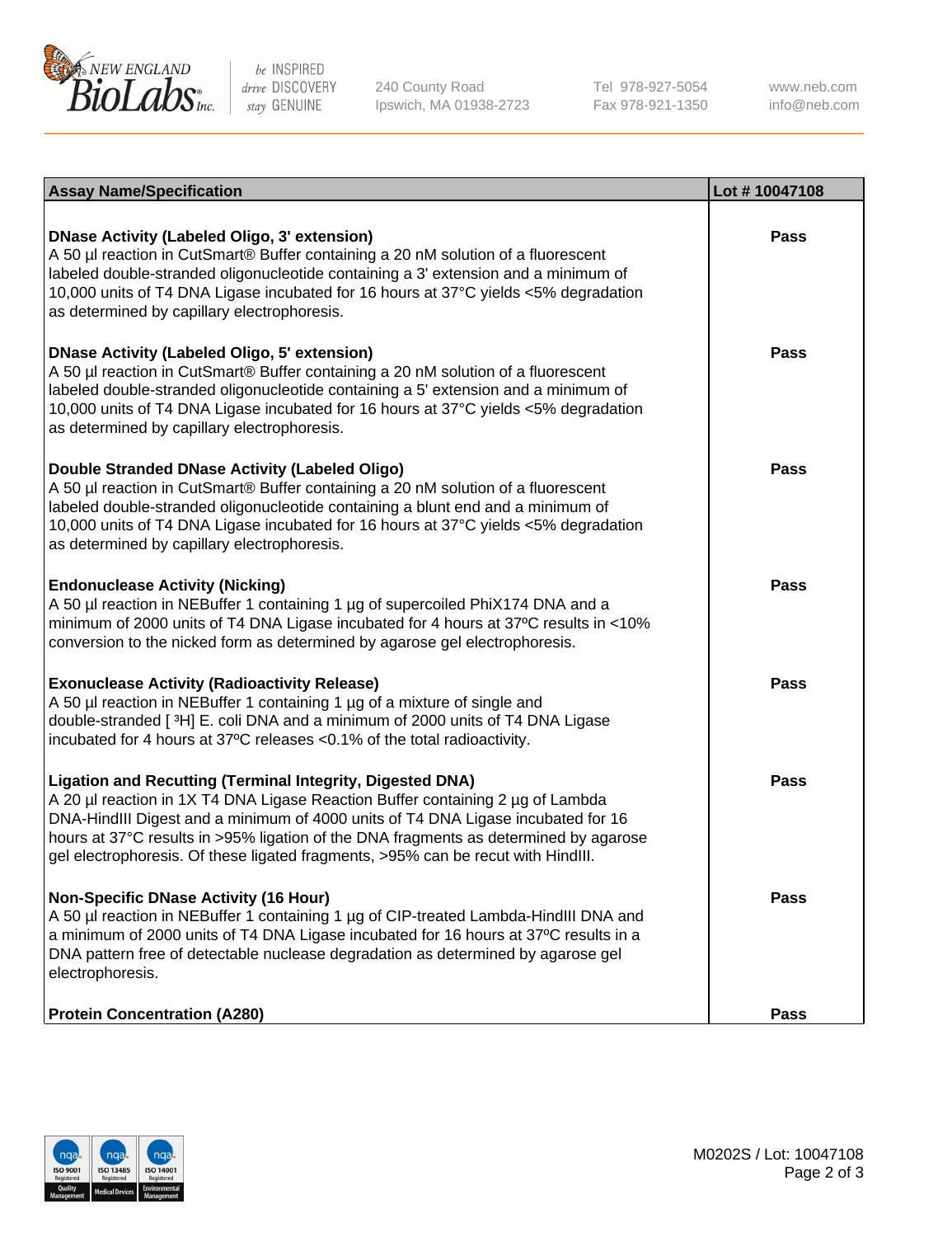| Assay Name/Specification | Lot # 10047108 |
| --- | --- |
| **DNase Activity (Labeled Oligo, 3' extension)**<br>A 50 µl reaction in CutSmart® Buffer containing a 20 nM solution of a fluorescent labeled double-stranded oligonucleotide containing a 3' extension and a minimum of 10,000 units of T4 DNA Ligase incubated for 16 hours at 37°C yields <5% degradation as determined by capillary electrophoresis. | Pass |
| **DNase Activity (Labeled Oligo, 5' extension)**<br>A 50 µl reaction in CutSmart® Buffer containing a 20 nM solution of a fluorescent labeled double-stranded oligonucleotide containing a 5' extension and a minimum of 10,000 units of T4 DNA Ligase incubated for 16 hours at 37°C yields <5% degradation as determined by capillary electrophoresis. | Pass |
| **Double Stranded DNase Activity (Labeled Oligo)**<br>A 50 µl reaction in CutSmart® Buffer containing a 20 nM solution of a fluorescent labeled double-stranded oligonucleotide containing a blunt end and a minimum of 10,000 units of T4 DNA Ligase incubated for 16 hours at 37°C yields <5% degradation as determined by capillary electrophoresis. | Pass |
| **Endonuclease Activity (Nicking)**<br>A 50 µl reaction in NEBuffer 1 containing 1 µg of supercoiled PhiX174 DNA and a minimum of 2000 units of T4 DNA Ligase incubated for 4 hours at 37ºC results in <10% conversion to the nicked form as determined by agarose gel electrophoresis. | Pass |
| **Exonuclease Activity (Radioactivity Release)**<br>A 50 µl reaction in NEBuffer 1 containing 1 µg of a mixture of single and double-stranded [ $^{3}$H] E. coli DNA and a minimum of 2000 units of T4 DNA Ligase incubated for 4 hours at 37ºC releases <0.1% of the total radioactivity. | Pass |
| **Ligation and Recutting (Terminal Integrity, Digested DNA)**<br>A 20 µl reaction in 1X T4 DNA Ligase Reaction Buffer containing 2 µg of Lambda DNA-HindIII Digest and a minimum of 4000 units of T4 DNA Ligase incubated for 16 hours at 37°C results in >95% ligation of the DNA fragments as determined by agarose gel electrophoresis. Of these ligated fragments, >95% can be recut with HindIII. | Pass |
| **Non-Specific DNase Activity (16 Hour)**<br>A 50 µl reaction in NEBuffer 1 containing 1 µg of CIP-treated Lambda-HindIII DNA and a minimum of 2000 units of T4 DNA Ligase incubated for 16 hours at 37ºC results in a DNA pattern free of detectable nuclease degradation as determined by agarose gel electrophoresis. | Pass |
| **Protein Concentration (A280)** | Pass |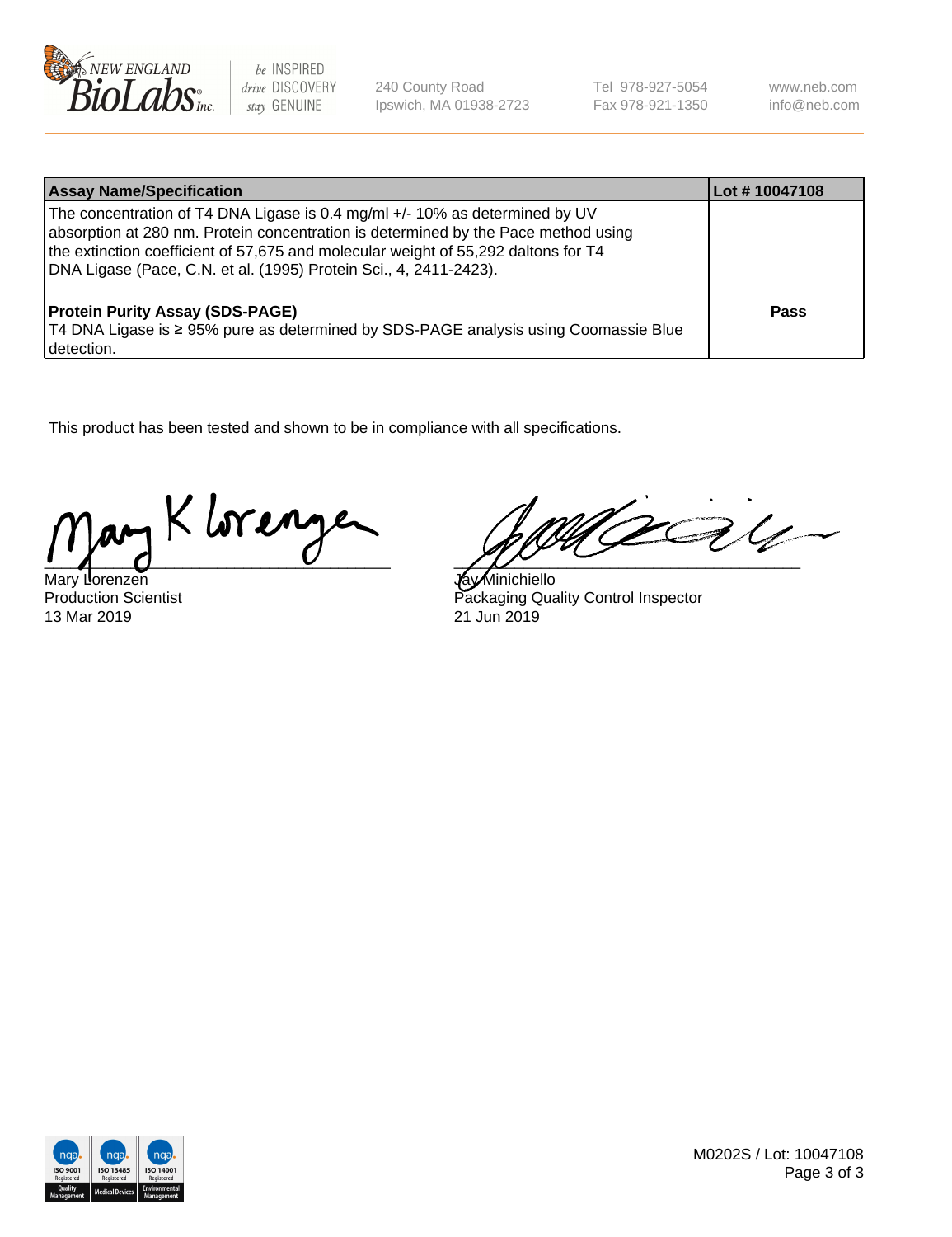New England BioLabs Inc. — be INSPIRED drive DISCOVERY stay GENUINE

240 County Road
Ipswich, MA 01938-2723

Tel 978-927-5054
Fax 978-921-1350

www.neb.com
info@neb.com

| Assay Name/Specification | Lot # 10047108 |
|---|---|
| The concentration of T4 DNA Ligase is 0.4 mg/ml +/- 10% as determined by UV absorption at 280 nm. Protein concentration is determined by the Pace method using the extinction coefficient of 57,675 and molecular weight of 55,292 daltons for T4 DNA Ligase (Pace, C.N. et al. (1995) Protein Sci., 4, 2411-2423). | |
| **Protein Purity Assay (SDS-PAGE)**<br>T4 DNA Ligase is ≥ 95% pure as determined by SDS-PAGE analysis using Coomassie Blue detection. | **Pass** |

This product has been tested and shown to be in compliance with all specifications.

Mary Lorenzen
Production Scientist
13 Mar 2019

Jay Minichiello
Packaging Quality Control Inspector
21 Jun 2019

M0202S / Lot: 10047108